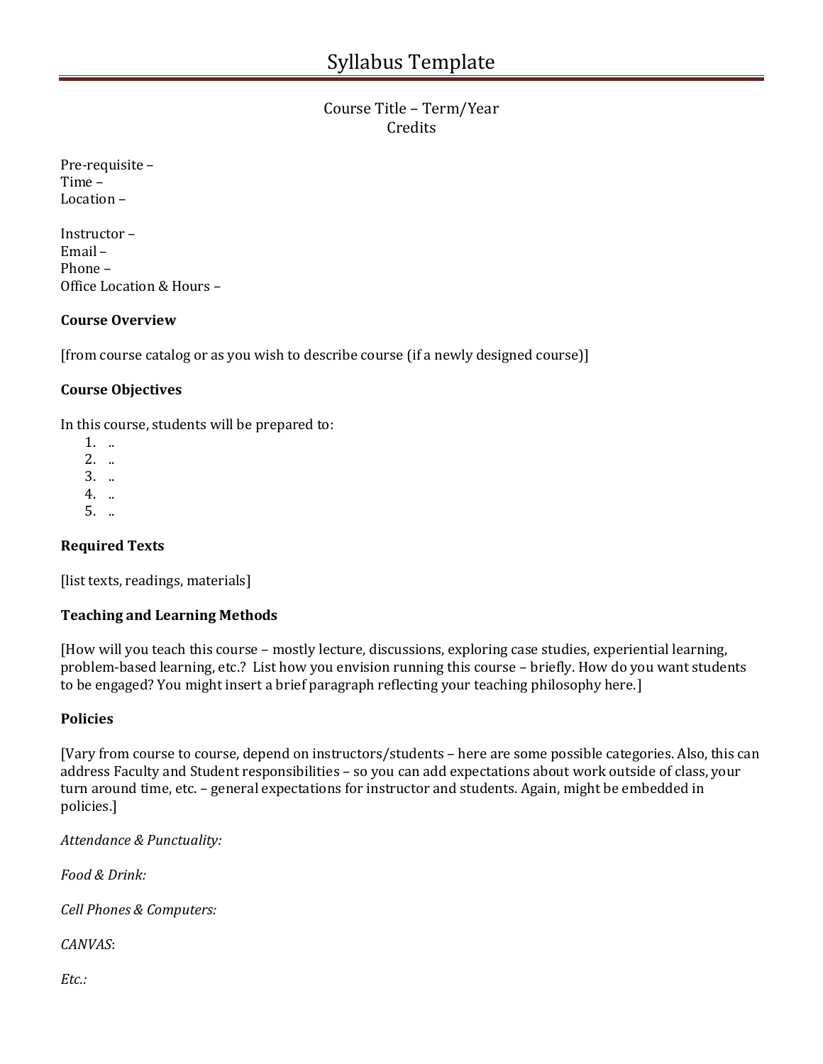# Syllabus Template

Course Title – Term/Year
Credits

Pre-requisite –
Time –
Location –

Instructor –
Email –
Phone –
Office Location & Hours –

**Course Overview**

[from course catalog or as you wish to describe course (if a newly designed course)]

**Course Objectives**

In this course, students will be prepared to:

1. ..
2. ..
3. ..
4. ..
5. ..

**Required Texts**

[list texts, readings, materials]

**Teaching and Learning Methods**

[How will you teach this course – mostly lecture, discussions, exploring case studies, experiential learning, problem-based learning, etc.? List how you envision running this course – briefly. How do you want students to be engaged? You might insert a brief paragraph reflecting your teaching philosophy here.]

**Policies**

[Vary from course to course, depend on instructors/students – here are some possible categories. Also, this can address Faculty and Student responsibilities – so you can add expectations about work outside of class, your turn around time, etc. – general expectations for instructor and students. Again, might be embedded in policies.]

*Attendance & Punctuality:*

*Food & Drink:*

*Cell Phones & Computers:*

*CANVAS*:

*Etc.:*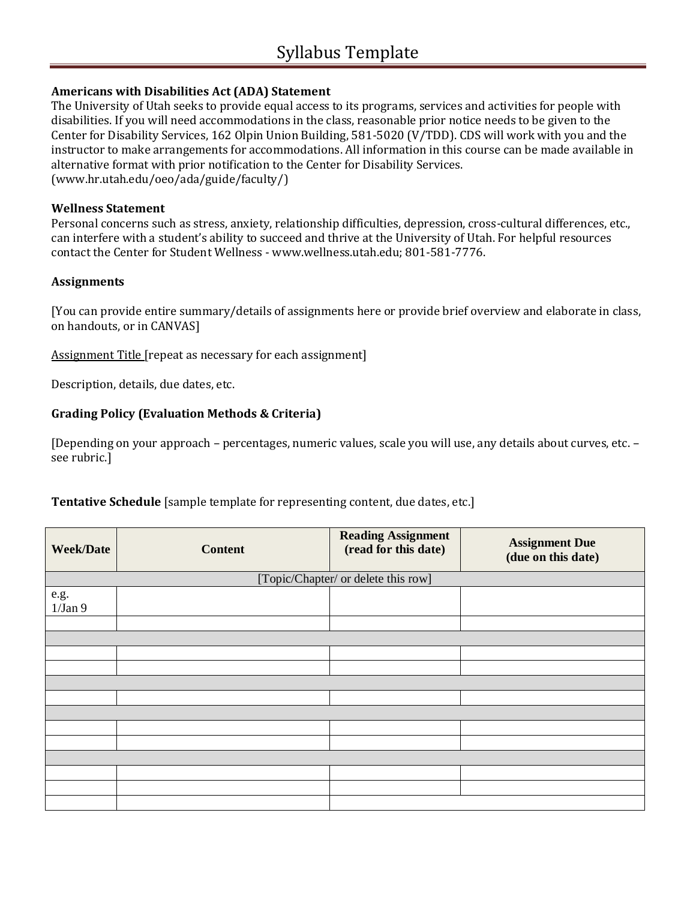# Syllabus Template

**Americans with Disabilities Act (ADA) Statement**
The University of Utah seeks to provide equal access to its programs, services and activities for people with disabilities. If you will need accommodations in the class, reasonable prior notice needs to be given to the Center for Disability Services, 162 Olpin Union Building, 581-5020 (V/TDD). CDS will work with you and the instructor to make arrangements for accommodations. All information in this course can be made available in alternative format with prior notification to the Center for Disability Services. (www.hr.utah.edu/oeo/ada/guide/faculty/)

**Wellness Statement**
Personal concerns such as stress, anxiety, relationship difficulties, depression, cross-cultural differences, etc., can interfere with a student's ability to succeed and thrive at the University of Utah. For helpful resources contact the Center for Student Wellness - www.wellness.utah.edu; 801-581-7776.

**Assignments**

[You can provide entire summary/details of assignments here or provide brief overview and elaborate in class, on handouts, or in CANVAS]

Assignment Title [repeat as necessary for each assignment]

Description, details, due dates, etc.

**Grading Policy (Evaluation Methods & Criteria)**

[Depending on your approach – percentages, numeric values, scale you will use, any details about curves, etc. – see rubric.]

**Tentative Schedule** [sample template for representing content, due dates, etc.]

| Week/Date | Content | Reading Assignment (read for this date) | Assignment Due (due on this date) |
|---|---|---|---|
| [Topic/Chapter/ or delete this row] | | | |
| e.g. 1/Jan 9 | | | |
| | | | |
| | | | |
| | | | |
| | | | |
| | | | |
| | | | |
| | | | |
| | | | |
| | | | |
| | | | |
| | | | |
| | | | |
| | | | |
| | | | |